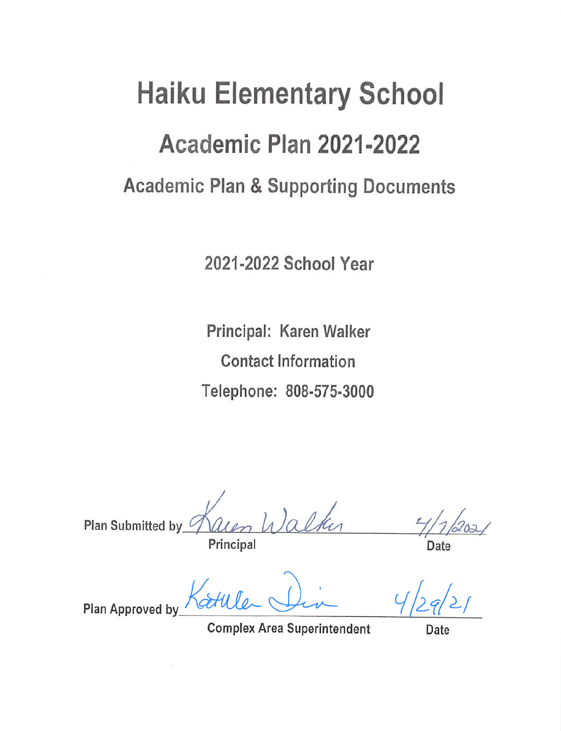# Haiku Elementary School

## Academic Plan 2021-2022

### Academic Plan & Supporting Documents

2021-2022 School Year

Principal: Karen Walker

Contact Information

Telephone: 808-575-3000

Plan Submitted by Karen Walker 4/7/2021

Principal Date

Plan Approved by Kathleen Dion 4/29/21

Complex Area Superintendent Date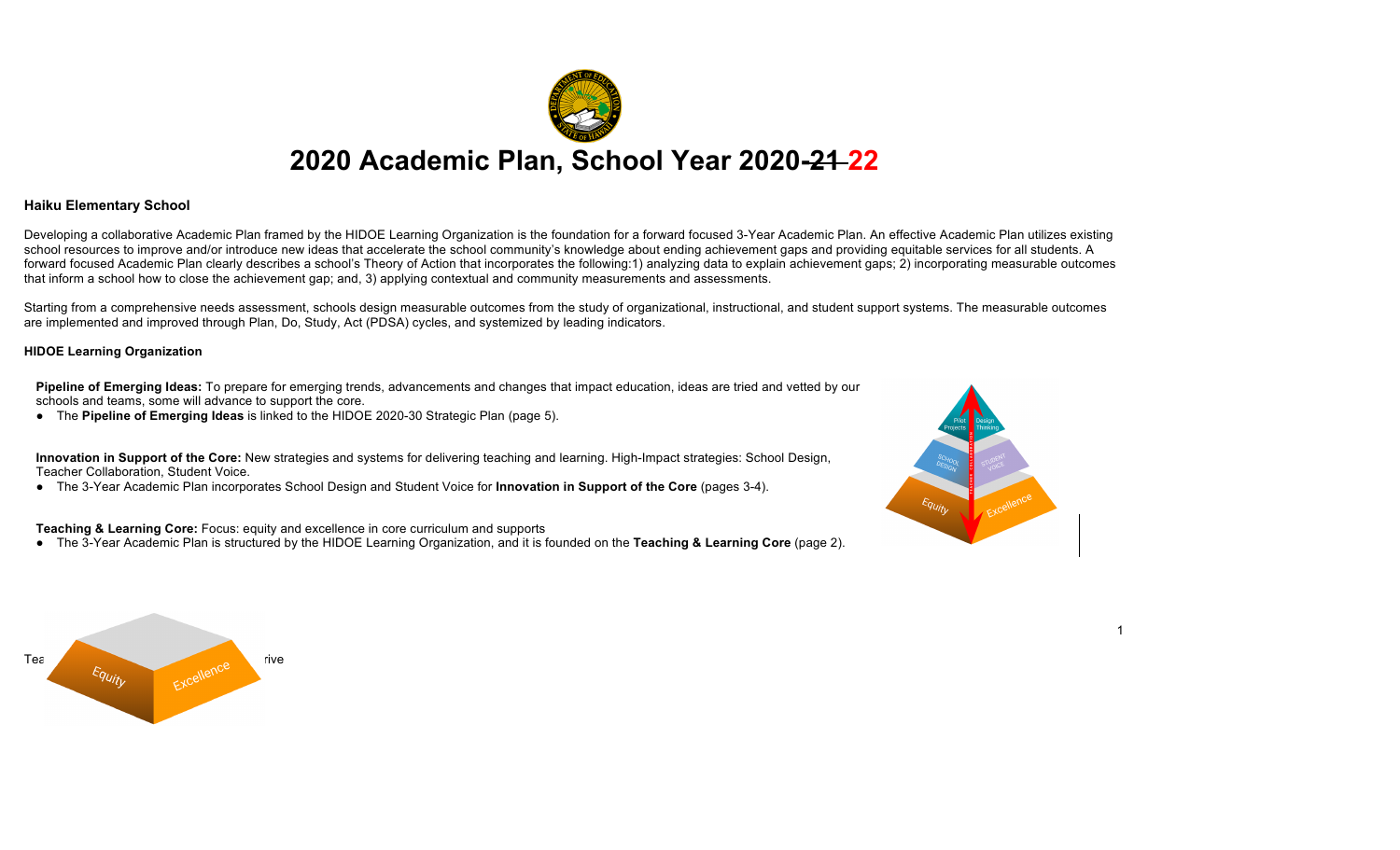# 2020 Academic Plan, School Year 2020-~~21~~ 22

**Haiku Elementary School**

Developing a collaborative Academic Plan framed by the HIDOE Learning Organization is the foundation for a forward focused 3-Year Academic Plan. An effective Academic Plan utilizes existing school resources to improve and/or introduce new ideas that accelerate the school community's knowledge about ending achievement gaps and providing equitable services for all students. A forward focused Academic Plan clearly describes a school's Theory of Action that incorporates the following:1) analyzing data to explain achievement gaps; 2) incorporating measurable outcomes that inform a school how to close the achievement gap; and, 3) applying contextual and community measurements and assessments.

Starting from a comprehensive needs assessment, schools design measurable outcomes from the study of organizational, instructional, and student support systems. The measurable outcomes are implemented and improved through Plan, Do, Study, Act (PDSA) cycles, and systemized by leading indicators.

**HIDOE Learning Organization**

**Pipeline of Emerging Ideas:** To prepare for emerging trends, advancements and changes that impact education, ideas are tried and vetted by our schools and teams, some will advance to support the core.

- The **Pipeline of Emerging Ideas** is linked to the HIDOE 2020-30 Strategic Plan (page 5).

**Innovation in Support of the Core:** New strategies and systems for delivering teaching and learning. High-Impact strategies: School Design, Teacher Collaboration, Student Voice.

- The 3-Year Academic Plan incorporates School Design and Student Voice for **Innovation in Support of the Core** (pages 3-4).

**Teaching & Learning Core:** Focus: equity and excellence in core curriculum and supports

- The 3-Year Academic Plan is structured by the HIDOE Learning Organization, and it is founded on the **Teaching & Learning Core** (page 2).

Tea rive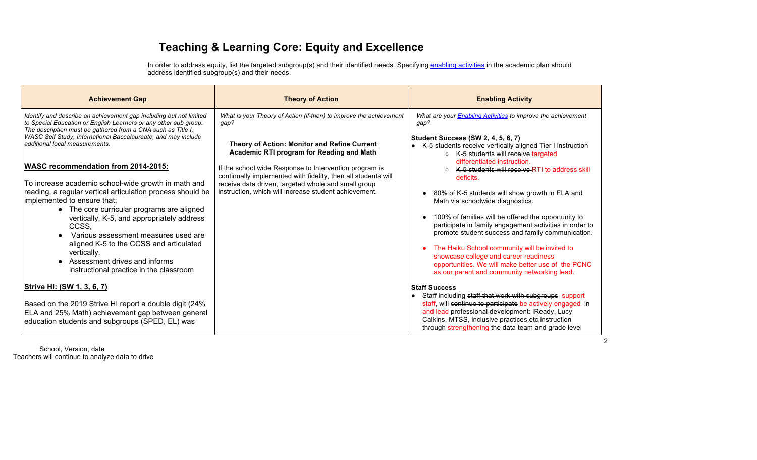# Teaching & Learning Core: Equity and Excellence

In order to address equity, list the targeted subgroup(s) and their identified needs. Specifying [enabling activities](#) in the academic plan should address identified subgroup(s) and their needs.

| Achievement Gap | Theory of Action | Enabling Activity |
|---|---|---|
| *Identify and describe an achievement gap including but not limited to Special Education or English Learners or any other sub group. The description must be gathered from a CNA such as Title I, WASC Self Study, International Baccalaureate, and may include additional local measurements.*<br><br>**WASC recommendation from 2014-2015:**<br><br>To increase academic school-wide growth in math and reading, a regular vertical articulation process should be implemented to ensure that:<br>• The core curricular programs are aligned vertically, K-5, and appropriately address CCSS,<br>• Various assessment measures used are aligned K-5 to the CCSS and articulated vertically.<br>• Assessment drives and informs instructional practice in the classroom<br><br>**Strive HI: (SW 1, 3, 6, 7)**<br><br>Based on the 2019 Strive HI report a double digit (24% ELA and 25% Math) achievement gap between general education students and subgroups (SPED, EL) was | *What is your Theory of Action (if-then) to improve the achievement gap?*<br><br>**Theory of Action: Monitor and Refine Current Academic RTI program for Reading and Math**<br><br>If the school wide Response to Intervention program is continually implemented with fidelity, then all students will receive data driven, targeted whole and small group instruction, which will increase student achievement. | *What are your [Enabling Activities](#) to improve the achievement gap?*<br><br>**Student Success (SW 2, 4, 5, 6, 7)**<br>• K-5 students receive vertically aligned Tier I instruction<br>  ○ ~~K-5 students will receive~~ targeted differentiated instruction.<br>  ○ ~~K-5 students will receive~~ RTI to address skill deficits.<br><br>• 80% of K-5 students will show growth in ELA and Math via schoolwide diagnostics.<br><br>• 100% of families will be offered the opportunity to participate in family engagement activities in order to promote student success and family communication.<br><br>• The Haiku School community will be invited to showcase college and career readiness opportunities. We will make better use of the PCNC as our parent and community networking lead.<br><br>**Staff Success**<br>• Staff including ~~staff that work with subgroups~~ support staff, will ~~continue to participate~~ be actively engaged in and lead professional development: iReady, Lucy Calkins, MTSS, inclusive practices,etc.instruction through strengthening the data team and grade level |

School, Version, date

Teachers will continue to analyze data to drive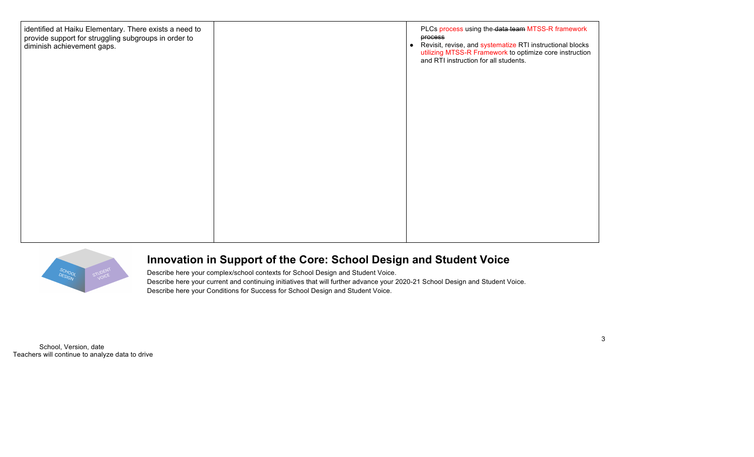| | | |
|---|---|---|
| identified at Haiku Elementary. There exists a need to provide support for struggling subgroups in order to diminish achievement gaps. | | PLCs process using the ~~data team~~ MTSS-R framework ~~process~~<br>• Revisit, revise, and systematize RTI instructional blocks utilizing MTSS-R Framework to optimize core instruction and RTI instruction for all students. |

## Innovation in Support of the Core: School Design and Student Voice

Describe here your complex/school contexts for School Design and Student Voice.
Describe here your current and continuing initiatives that will further advance your 2020-21 School Design and Student Voice.
Describe here your Conditions for Success for School Design and Student Voice.

School, Version, date
Teachers will continue to analyze data to drive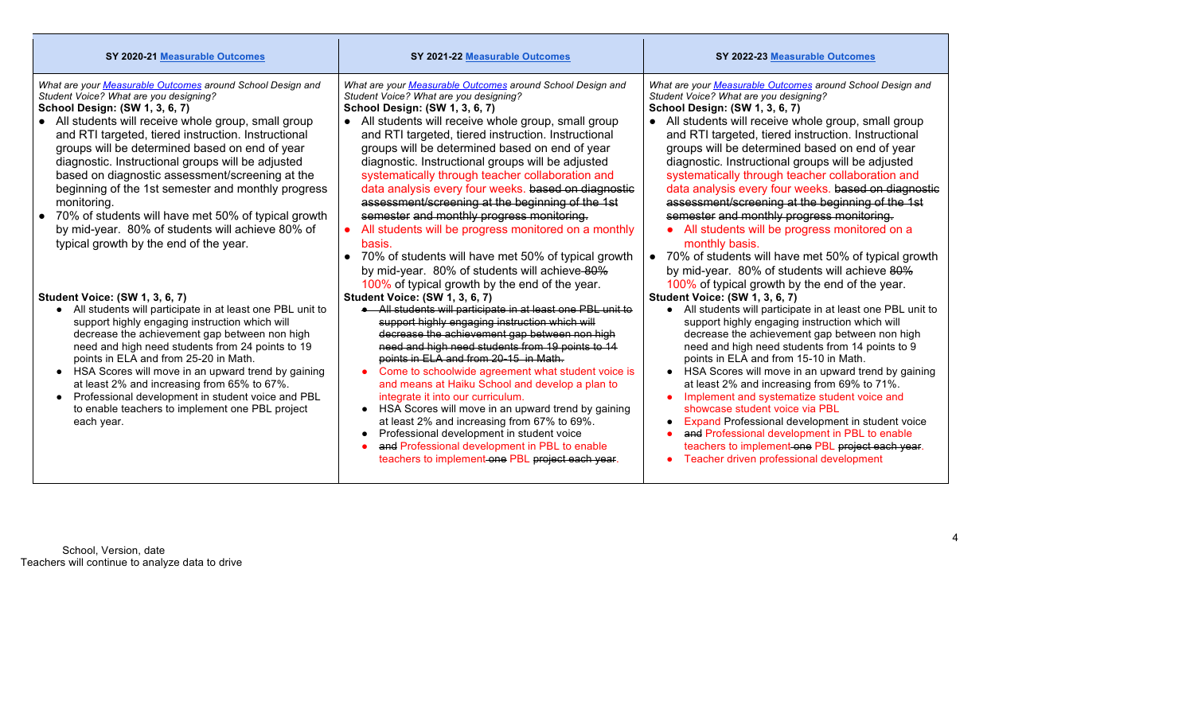| SY 2020-21 Measurable Outcomes | SY 2021-22 Measurable Outcomes | SY 2022-23 Measurable Outcomes |
|---|---|---|
| *What are your Measurable Outcomes around School Design and Student Voice? What are you designing?*<br>**School Design: (SW 1, 3, 6, 7)**<br>• All students will receive whole group, small group and RTI targeted, tiered instruction. Instructional groups will be determined based on end of year diagnostic. Instructional groups will be adjusted based on diagnostic assessment/screening at the beginning of the 1st semester and monthly progress monitoring.<br>• 70% of students will have met 50% of typical growth by mid-year. 80% of students will achieve 80% of typical growth by the end of the year.<br><br>**Student Voice: (SW 1, 3, 6, 7)**<br>• All students will participate in at least one PBL unit to support highly engaging instruction which will decrease the achievement gap between non high need and high need students from 24 points to 19 points in ELA and from 25-20 in Math.<br>• HSA Scores will move in an upward trend by gaining at least 2% and increasing from 65% to 67%.<br>• Professional development in student voice and PBL to enable teachers to implement one PBL project each year. | *What are your Measurable Outcomes around School Design and Student Voice? What are you designing?*<br>**School Design: (SW 1, 3, 6, 7)**<br>• All students will receive whole group, small group and RTI targeted, tiered instruction. Instructional groups will be determined based on end of year diagnostic. Instructional groups will be adjusted systematically through teacher collaboration and data analysis every four weeks. ~~based on diagnostic assessment/screening at the beginning of the 1st semester and monthly progress monitoring.~~<br>• All students will be progress monitored on a monthly basis.<br>• 70% of students will have met 50% of typical growth by mid-year. 80% of students will achieve ~~80%~~ 100% of typical growth by the end of the year.<br>**Student Voice: (SW 1, 3, 6, 7)**<br>• ~~All students will participate in at least one PBL unit to support highly engaging instruction which will decrease the achievement gap between non high need and high need students from 19 points to 14 points in ELA and from 20-15 in Math.~~<br>• Come to schoolwide agreement what student voice is and means at Haiku School and develop a plan to integrate it into our curriculum.<br>• HSA Scores will move in an upward trend by gaining at least 2% and increasing from 67% to 69%.<br>• Professional development in student voice<br>• ~~and~~ Professional development in PBL to enable teachers to implement ~~one~~ PBL ~~project each year~~. | *What are your Measurable Outcomes around School Design and Student Voice? What are you designing?*<br>**School Design: (SW 1, 3, 6, 7)**<br>• All students will receive whole group, small group and RTI targeted, tiered instruction. Instructional groups will be determined based on end of year diagnostic. Instructional groups will be adjusted systematically through teacher collaboration and data analysis every four weeks. ~~based on diagnostic assessment/screening at the beginning of the 1st semester and monthly progress monitoring.~~<br>• All students will be progress monitored on a monthly basis.<br>• 70% of students will have met 50% of typical growth by mid-year. 80% of students will achieve ~~80%~~ 100% of typical growth by the end of the year.<br>**Student Voice: (SW 1, 3, 6, 7)**<br>• All students will participate in at least one PBL unit to support highly engaging instruction which will decrease the achievement gap between non high need and high need students from 14 points to 9 points in ELA and from 15-10 in Math.<br>• HSA Scores will move in an upward trend by gaining at least 2% and increasing from 69% to 71%.<br>• Implement and systematize student voice and showcase student voice via PBL<br>• Expand Professional development in student voice<br>• ~~and~~ Professional development in PBL to enable teachers to implement ~~one~~ PBL ~~project each year~~.<br>• Teacher driven professional development |

School, Version, date
Teachers will continue to analyze data to drive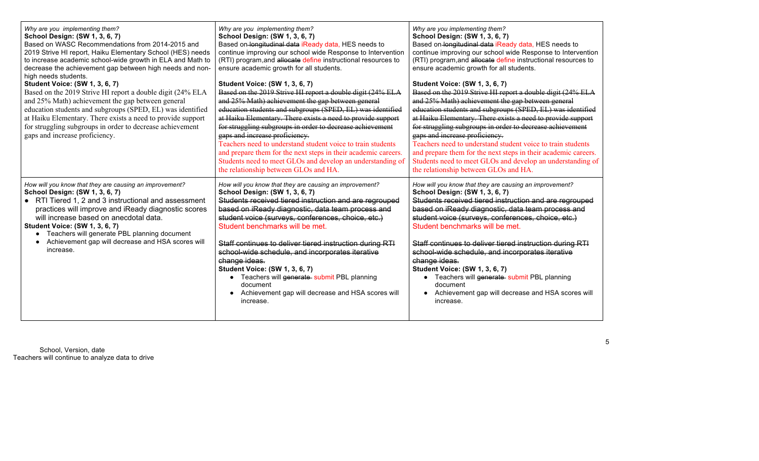| | | |
|---|---|---|
| *Why are you implementing them?*<br>**School Design: (SW 1, 3, 6, 7)**<br>Based on WASC Recommendations from 2014-2015 and 2019 Strive HI report, Haiku Elementary School (HES) needs to increase academic school-wide growth in ELA and Math to decrease the achievement gap between high needs and non-high needs students.<br>**Student Voice: (SW 1, 3, 6, 7)**<br>Based on the 2019 Strive HI report a double digit (24% ELA and 25% Math) achievement the gap between general education students and subgroups (SPED, EL) was identified at Haiku Elementary. There exists a need to provide support for struggling subgroups in order to decrease achievement gaps and increase proficiency. | *Why are you implementing them?*<br>**School Design: (SW 1, 3, 6, 7)**<br>Based on ~~longitudinal data~~ iReady data, HES needs to continue improving our school wide Response to Intervention (RTI) program,and ~~allocate~~ define instructional resources to ensure academic growth for all students.<br>**Student Voice: (SW 1, 3, 6, 7)**<br>~~Based on the 2019 Strive HI report a double digit (24% ELA and 25% Math) achievement the gap between general education students and subgroups (SPED, EL) was identified at Haiku Elementary. There exists a need to provide support for struggling subgroups in order to decrease achievement gaps and increase proficiency.~~<br>Teachers need to understand student voice to train students and prepare them for the next steps in their academic careers. Students need to meet GLOs and develop an understanding of the relationship between GLOs and HA. | *Why are you implementing them?*<br>**School Design: (SW 1, 3, 6, 7)**<br>Based on ~~longitudinal data~~ iReady data, HES needs to continue improving our school wide Response to Intervention (RTI) program,and ~~allocate~~ define instructional resources to ensure academic growth for all students.<br>**Student Voice: (SW 1, 3, 6, 7)**<br>~~Based on the 2019 Strive HI report a double digit (24% ELA and 25% Math) achievement the gap between general education students and subgroups (SPED, EL) was identified at Haiku Elementary. There exists a need to provide support for struggling subgroups in order to decrease achievement gaps and increase proficiency.~~<br>Teachers need to understand student voice to train students and prepare them for the next steps in their academic careers. Students need to meet GLOs and develop an understanding of the relationship between GLOs and HA. |
| *How will you know that they are causing an improvement?*<br>**School Design: (SW 1, 3, 6, 7)**<br>• RTI Tiered 1, 2 and 3 instructional and assessment practices will improve and iReady diagnostic scores will increase based on anecdotal data.<br>**Student Voice: (SW 1, 3, 6, 7)**<br>• Teachers will generate PBL planning document<br>• Achievement gap will decrease and HSA scores will increase. | *How will you know that they are causing an improvement?*<br>**School Design: (SW 1, 3, 6, 7)**<br>~~Students received tiered instruction and are regrouped based on iReady diagnostic, data team process and student voice (surveys, conferences, choice, etc.)~~<br>Student benchmarks will be met.<br><br>~~Staff continues to deliver tiered instruction during RTI school-wide schedule, and incorporates iterative change ideas.~~<br>**Student Voice: (SW 1, 3, 6, 7)**<br>• Teachers will ~~generate~~ submit PBL planning document<br>• Achievement gap will decrease and HSA scores will increase. | *How will you know that they are causing an improvement?*<br>**School Design: (SW 1, 3, 6, 7)**<br>~~Students received tiered instruction and are regrouped based on iReady diagnostic, data team process and student voice (surveys, conferences, choice, etc.)~~<br>Student benchmarks will be met.<br><br>~~Staff continues to deliver tiered instruction during RTI school-wide schedule, and incorporates iterative change ideas.~~<br>**Student Voice: (SW 1, 3, 6, 7)**<br>• Teachers will ~~generate~~ submit PBL planning document<br>• Achievement gap will decrease and HSA scores will increase. |

Teachers will continue to analyze data to drive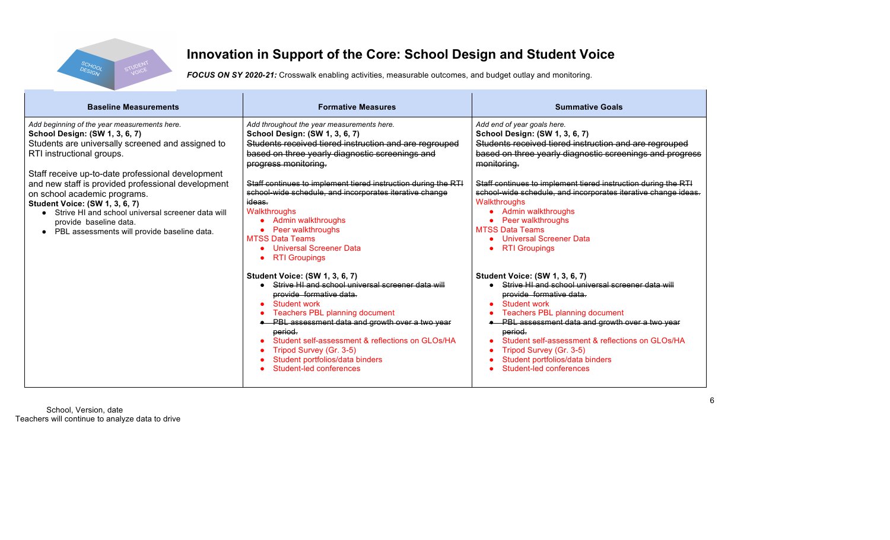# Innovation in Support of the Core: School Design and Student Voice

***FOCUS ON SY 2020-21:*** Crosswalk enabling activities, measurable outcomes, and budget outlay and monitoring.

| Baseline Measurements | Formative Measures | Summative Goals |
|---|---|---|
| *Add beginning of the year measurements here.*<br>**School Design: (SW 1, 3, 6, 7)**<br>Students are universally screened and assigned to RTI instructional groups.<br><br>Staff receive up-to-date professional development and new staff is provided professional development on school academic programs.<br>**Student Voice: (SW 1, 3, 6, 7)**<br>• Strive HI and school universal screener data will provide baseline data.<br>• PBL assessments will provide baseline data. | *Add throughout the year measurements here.*<br>**School Design: (SW 1, 3, 6, 7)**<br>~~Students received tiered instruction and are regrouped based on three yearly diagnostic screenings and progress monitoring.~~<br><br>~~Staff continues to implement tiered instruction during the RTI school-wide schedule, and incorporates iterative change ideas.~~<br>Walkthroughs<br>• Admin walkthroughs<br>• Peer walkthroughs<br>MTSS Data Teams<br>• Universal Screener Data<br>• RTI Groupings<br><br>**Student Voice: (SW 1, 3, 6, 7)**<br>• ~~Strive HI and school universal screener data will provide formative data.~~<br>• Student work<br>• Teachers PBL planning document<br>• ~~PBL assessment data and growth over a two year period.~~<br>• Student self-assessment & reflections on GLOs/HA<br>• Tripod Survey (Gr. 3-5)<br>• Student portfolios/data binders<br>• Student-led conferences | *Add end of year goals here.*<br>**School Design: (SW 1, 3, 6, 7)**<br>~~Students received tiered instruction and are regrouped based on three yearly diagnostic screenings and progress monitoring.~~<br><br>~~Staff continues to implement tiered instruction during the RTI school-wide schedule, and incorporates iterative change ideas.~~<br>Walkthroughs<br>• Admin walkthroughs<br>• Peer walkthroughs<br>MTSS Data Teams<br>• Universal Screener Data<br>• RTI Groupings<br><br>**Student Voice: (SW 1, 3, 6, 7)**<br>• ~~Strive HI and school universal screener data will provide formative data.~~<br>• Student work<br>• Teachers PBL planning document<br>• ~~PBL assessment data and growth over a two year period.~~<br>• Student self-assessment & reflections on GLOs/HA<br>• Tripod Survey (Gr. 3-5)<br>• Student portfolios/data binders<br>• Student-led conferences |

School, Version, date
Teachers will continue to analyze data to drive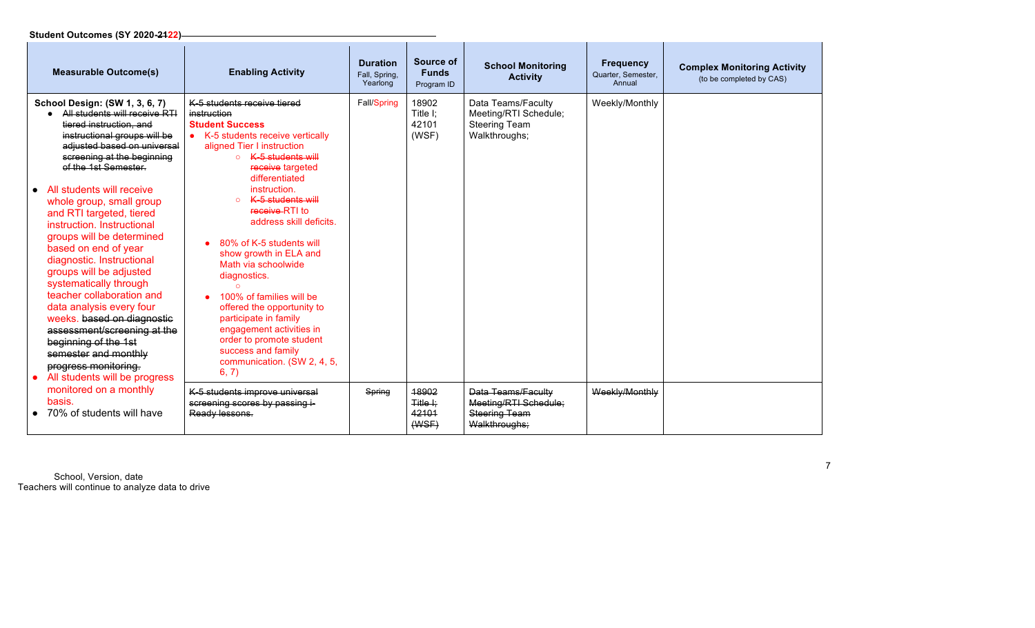**Student Outcomes (SY 2020-~~21~~22)**

| Measurable Outcome(s) | Enabling Activity | Duration<br>Fall, Spring, Yearlong | Source of Funds<br>Program ID | School Monitoring Activity | Frequency<br>Quarter, Semester, Annual | Complex Monitoring Activity<br>(to be completed by CAS) |
|---|---|---|---|---|---|---|
| **School Design: (SW 1, 3, 6, 7)**<br>• ~~All students will receive RTI tiered instruction, and instructional groups will be adjusted based on universal screening at the beginning of the 1st Semester.~~<br>• All students will receive whole group, small group and RTI targeted, tiered instruction. Instructional groups will be determined based on end of year diagnostic. Instructional groups will be adjusted systematically through teacher collaboration and data analysis every four weeks. ~~based on diagnostic assessment/screening at the beginning of the 1st semester and monthly progress monitoring.~~<br>• All students will be progress monitored on a monthly basis.<br>• 70% of students will have | ~~K-5 students receive tiered instruction~~<br>**Student Success**<br>• K-5 students receive vertically aligned Tier I instruction<br>&nbsp;&nbsp;○ ~~K-5 students will receive~~ targeted differentiated instruction.<br>&nbsp;&nbsp;○ ~~K-5 students will receive~~ RTI to address skill deficits.<br>• 80% of K-5 students will show growth in ELA and Math via schoolwide diagnostics.<br>&nbsp;&nbsp;○<br>• 100% of families will be offered the opportunity to participate in family engagement activities in order to promote student success and family communication. (SW 2, 4, 5, 6, 7) | Fall/Spring | 18902<br>Title I;<br>42101<br>(WSF) | Data Teams/Faculty Meeting/RTI Schedule;<br>Steering Team Walkthroughs; | Weekly/Monthly | |
| | ~~K-5 students improve universal screening scores by passing i-Ready lessons.~~ | ~~Spring~~ | ~~18902~~<br>~~Title I;~~<br>~~42101~~<br>~~(WSF)~~ | ~~Data Teams/Faculty Meeting/RTI Schedule;~~<br>~~Steering Team Walkthroughs;~~ | ~~Weekly/Monthly~~ | |

School, Version, date
Teachers will continue to analyze data to drive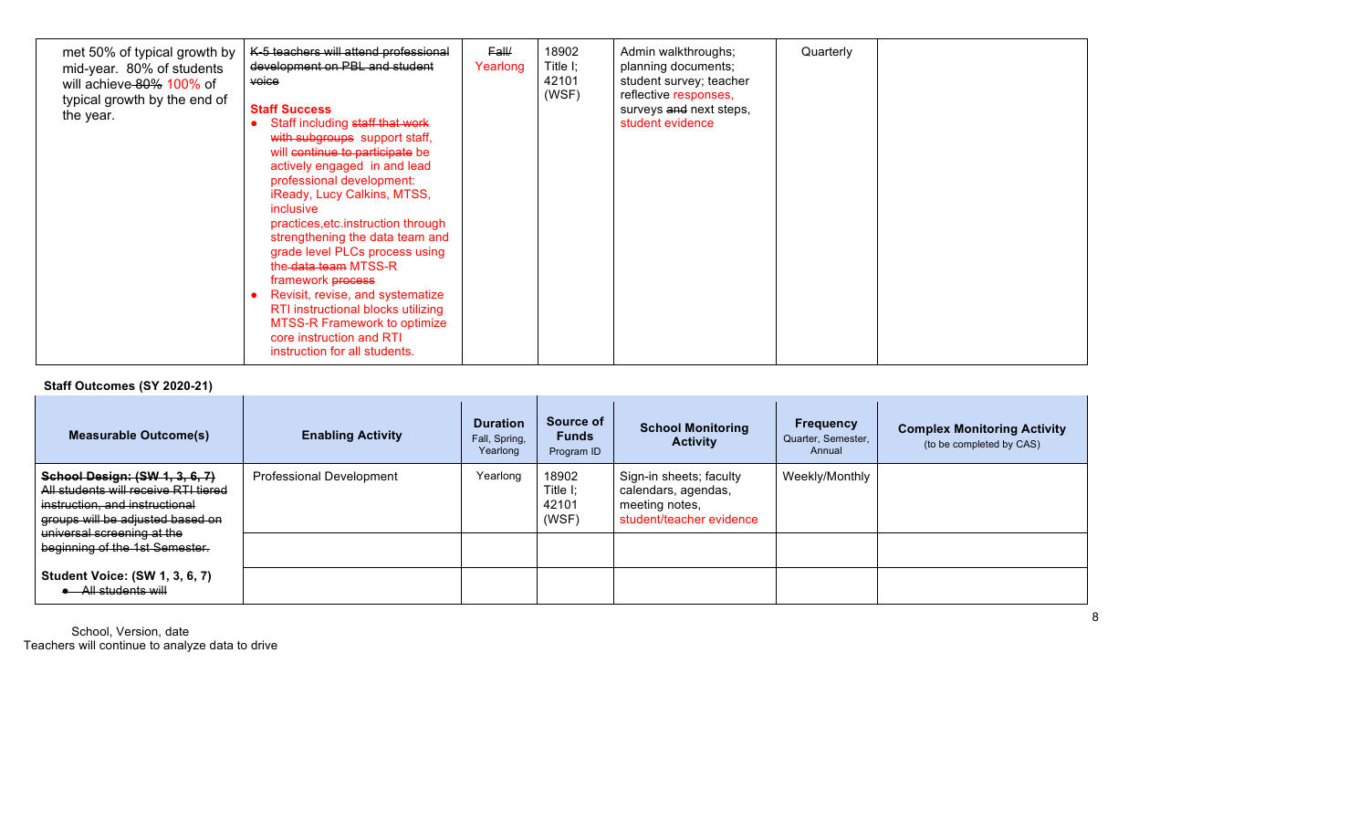| | | | | | | |
|---|---|---|---|---|---|---|
| met 50% of typical growth by mid-year. 80% of students will achieve ~~80%~~ 100% of typical growth by the end of the year. | ~~K-5 teachers will attend professional development on PBL and student voice~~<br><br>**Staff Success**<br>• Staff including ~~staff that work with subgroups~~ support staff, will ~~continue to participate~~ be actively engaged in and lead professional development: iReady, Lucy Calkins, MTSS, inclusive practices,etc.instruction through strengthening the data team and grade level PLCs process using the ~~data team~~ MTSS-R framework ~~process~~<br>• Revisit, revise, and systematize RTI instructional blocks utilizing MTSS-R Framework to optimize core instruction and RTI instruction for all students. | ~~Fall/~~ Yearlong | 18902 Title I; 42101 (WSF) | Admin walkthroughs; planning documents; student survey; teacher reflective responses, surveys ~~and~~ next steps, student evidence | Quarterly | |

**Staff Outcomes (SY 2020-21)**

| Measurable Outcome(s) | Enabling Activity | Duration Fall, Spring, Yearlong | Source of Funds Program ID | School Monitoring Activity | Frequency Quarter, Semester, Annual | Complex Monitoring Activity (to be completed by CAS) |
|---|---|---|---|---|---|---|
| ~~**School Design: (SW 1, 3, 6, 7)** All students will receive RTI tiered instruction, and instructional groups will be adjusted based on universal screening at the beginning of the 1st Semester.~~ | Professional Development | Yearlong | 18902 Title I; 42101 (WSF) | Sign-in sheets; faculty calendars, agendas, meeting notes, student/teacher evidence | Weekly/Monthly | |
| | | | | | | |
| **Student Voice: (SW 1, 3, 6, 7)**<br>• ~~All students will~~ | | | | | | |

School, Version, date
Teachers will continue to analyze data to drive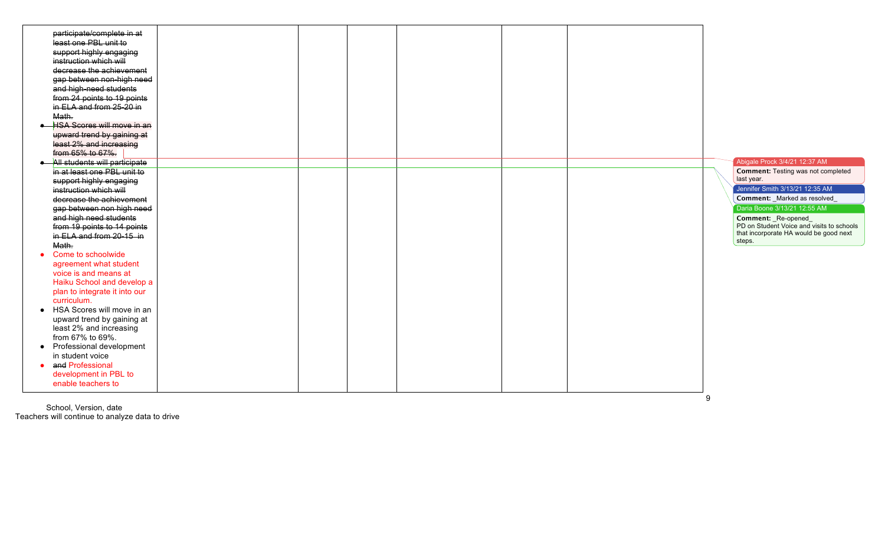| | | | | | | |
|---|---|---|---|---|---|---|
| participate/complete in at least one PBL unit to support highly engaging instruction which will decrease the achievement gap between non-high need and high-need students from 24 points to 19 points in ELA and from 25-20 in Math.<br>• HSA Scores will move in an upward trend by gaining at least 2% and increasing from 65% to 67%. | | | | | | |
| • All students will participate in at least one PBL unit to support highly engaging instruction which will decrease the achievement gap between non high need and high need students from 19 points to 14 points in ELA and from 20-15 in Math.<br>• Come to schoolwide agreement what student voice is and means at Haiku School and develop a plan to integrate it into our curriculum.<br>• HSA Scores will move in an upward trend by gaining at least 2% and increasing from 67% to 69%.<br>• Professional development in student voice<br>• and Professional development in PBL to enable teachers to | | | | | | |

Abigale Prock 3/4/21 12:37 AM
**Comment:** Testing was not completed last year.

Jennifer Smith 3/13/21 12:35 AM
**Comment:** _Marked as resolved_

Daria Boone 3/13/21 12:55 AM
**Comment:** _Re-opened_
PD on Student Voice and visits to schools that incorporate HA would be good next steps.

School, Version, date
Teachers will continue to analyze data to drive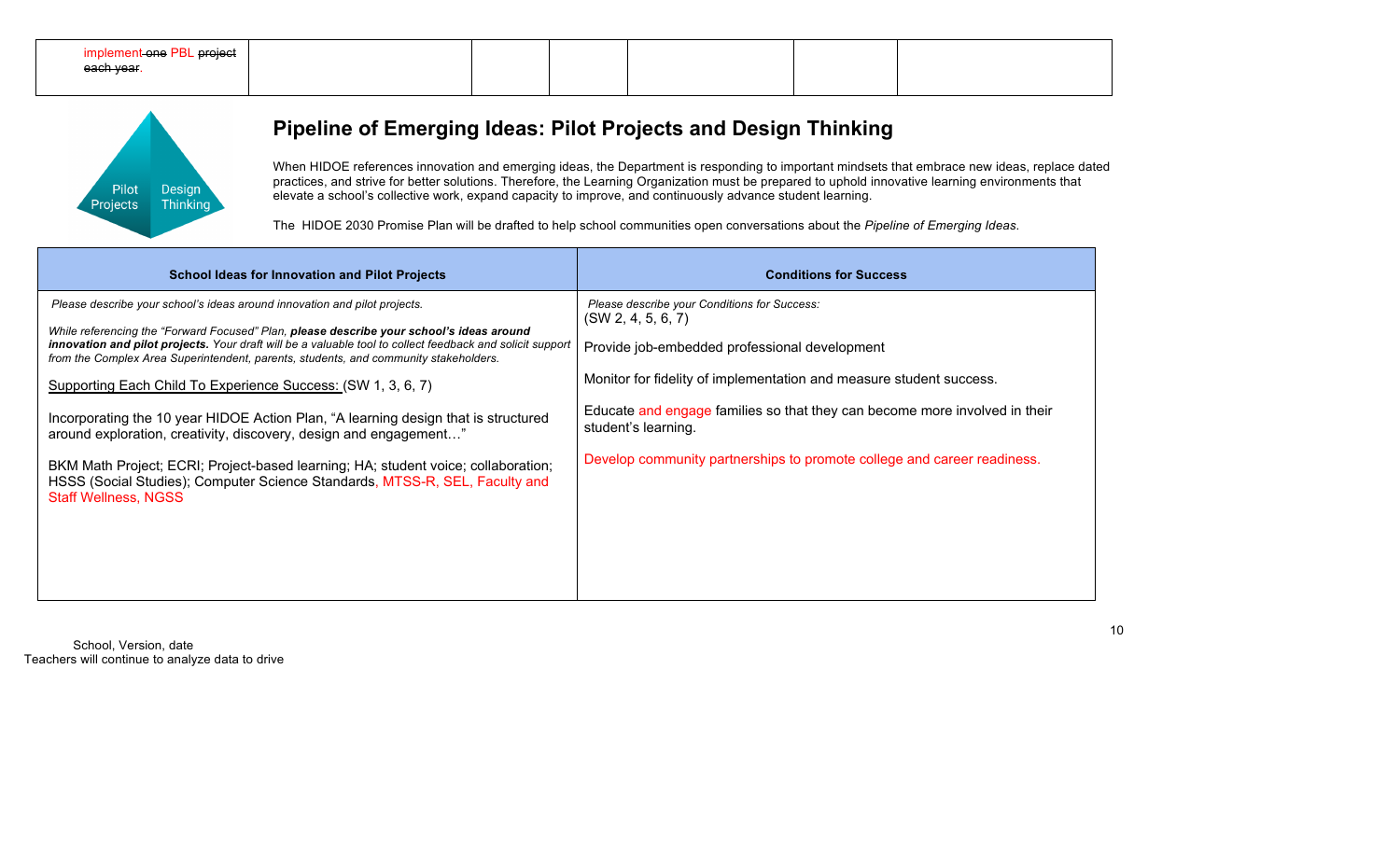| implement ~~one~~ PBL ~~project each year~~. | | | | | | |
|---|---|---|---|---|---|---|

Pilot Projects Design Thinking

## Pipeline of Emerging Ideas: Pilot Projects and Design Thinking

When HIDOE references innovation and emerging ideas, the Department is responding to important mindsets that embrace new ideas, replace dated practices, and strive for better solutions. Therefore, the Learning Organization must be prepared to uphold innovative learning environments that elevate a school's collective work, expand capacity to improve, and continuously advance student learning.

The HIDOE 2030 Promise Plan will be drafted to help school communities open conversations about the *Pipeline of Emerging Ideas*.

| School Ideas for Innovation and Pilot Projects | Conditions for Success |
|---|---|
| *Please describe your school's ideas around innovation and pilot projects.*<br><br>*While referencing the "Forward Focused" Plan, **please describe your school's ideas around innovation and pilot projects.** Your draft will be a valuable tool to collect feedback and solicit support from the Complex Area Superintendent, parents, students, and community stakeholders.*<br><br><u>Supporting Each Child To Experience Success: </u>(SW 1, 3, 6, 7)<br><br>Incorporating the 10 year HIDOE Action Plan, "A learning design that is structured around exploration, creativity, discovery, design and engagement…"<br><br>BKM Math Project; ECRI; Project-based learning; HA; student voice; collaboration; HSSS (Social Studies); Computer Science Standards, MTSS-R, SEL, Faculty and Staff Wellness, NGSS | *Please describe your Conditions for Success:*<br>(SW 2, 4, 5, 6, 7)<br><br>Provide job-embedded professional development<br><br>Monitor for fidelity of implementation and measure student success.<br><br>Educate and engage families so that they can become more involved in their student's learning.<br><br>Develop community partnerships to promote college and career readiness. |

School, Version, date

Teachers will continue to analyze data to drive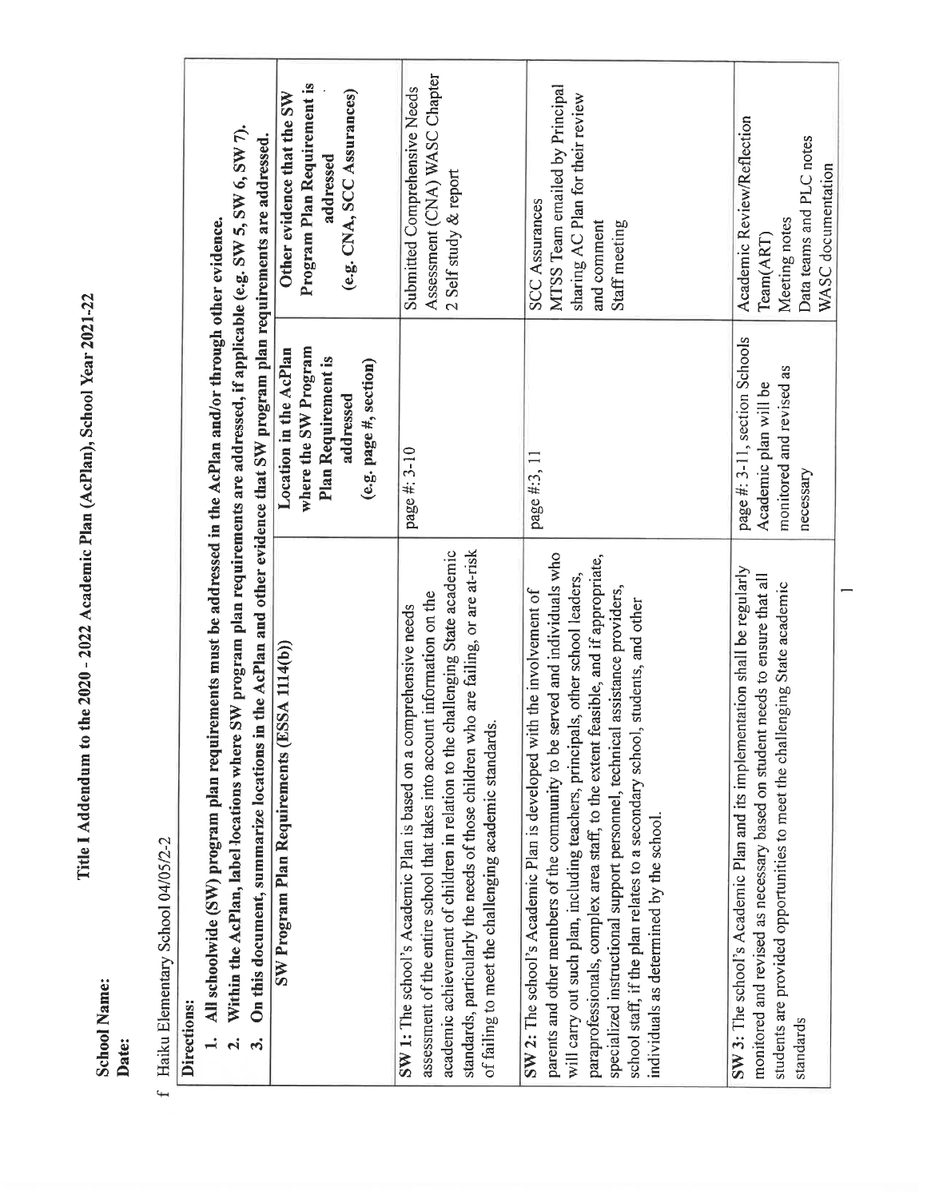# Title I Addendum to the 2020 - 2022 Academic Plan (AcPlan), School Year 2021-22

**School Name:**

**Date:**

f Haiku Elementary School 04/05/2-2

**Directions:**

1. **All schoolwide (SW) program plan requirements must be addressed in the AcPlan and/or through other evidence.**
2. **Within the AcPlan, label locations where SW program plan requirements are addressed, if applicable (e.g. SW 5, SW 6, SW 7).**
3. **On this document, summarize locations in the AcPlan and other evidence that SW program plan requirements are addressed.**

| SW Program Plan Requirements (ESSA 1114(b)) | Location in the AcPlan where the SW Program Plan Requirement is addressed (e.g. page #, section) | Other evidence that the SW Program Plan Requirement is addressed (e.g. CNA, SCC Assurances) |
|---|---|---|
| **SW 1:** The school's Academic Plan is based on a comprehensive needs assessment of the entire school that takes into account information on the academic achievement of children in relation to the challenging State academic standards, particularly the needs of those children who are failing, or are at-risk of failing to meet the challenging academic standards. | page #: 3-10 | Submitted Comprehensive Needs Assessment (CNA) WASC Chapter 2 Self study & report |
| **SW 2:** The school's Academic Plan is developed with the involvement of parents and other members of the community to be served and individuals who will carry out such plan, including teachers, principals, other school leaders, paraprofessionals, complex area staff, to the extent feasible, and if appropriate, specialized instructional support personnel, technical assistance providers, school staff, if the plan relates to a secondary school, students, and other individuals as determined by the school. | page #:3, 11 | SCC Assurances<br>MTSS Team emailed by Principal sharing AC Plan for their review and comment<br>Staff meeting |
| **SW 3:** The school's Academic Plan and its implementation shall be regularly monitored and revised as necessary based on student needs to ensure that all students are provided opportunities to meet the challenging State academic standards | page #: 3-11, section Schools Academic plan will be monitored and revised as necessary | Academic Review/Reflection Team(ART)<br>Meeting notes<br>Data teams and PLC notes<br>WASC documentation |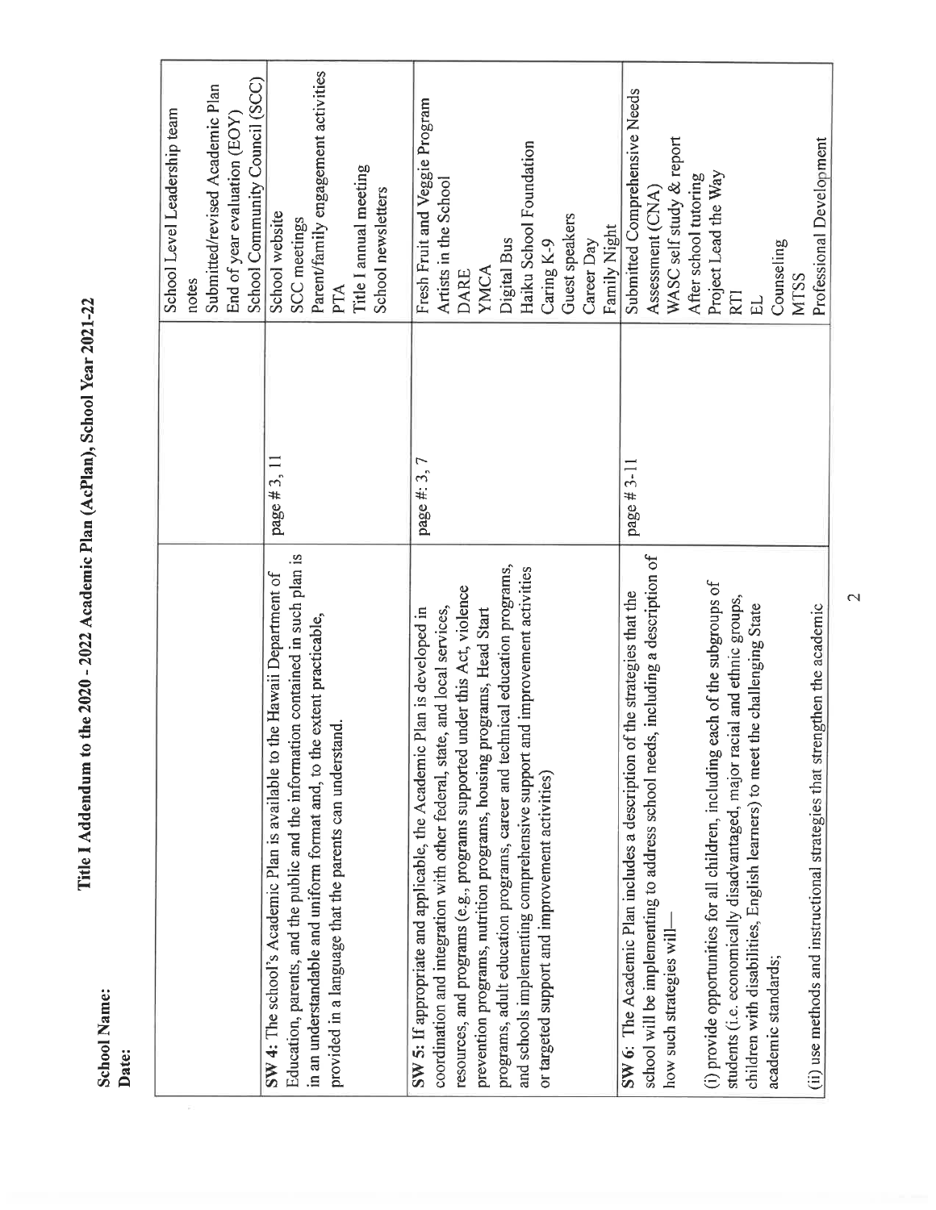# Title I Addendum to the 2020 - 2022 Academic Plan (AcPlan), School Year 2021-22

**School Name:**

**Date:**

| | | |
|---|---|---|
| | | School Level Leadership team notes<br>Submitted/revised Academic Plan<br>End of year evaluation (EOY)<br>School Community Council (SCC) |
| **SW 4:** The school's Academic Plan is available to the Hawaii Department of Education, parents, and the public and the information contained in such plan is in an understandable and uniform format and, to the extent practicable, provided in a language that the parents can understand. | page # 3, 11 | School website<br>SCC meetings<br>Parent/family engagement activities<br>PTA<br>Title I annual meeting<br>School newsletters |
| **SW 5:** If appropriate and applicable, the Academic Plan is developed in coordination and integration with other federal, state, and local services, resources, and programs (e.g., programs supported under this Act, violence prevention programs, nutrition programs, housing programs, Head Start programs, adult education programs, career and technical education programs, and schools implementing comprehensive support and improvement activities or targeted support and improvement activities) | page #: 3, 7 | Fresh Fruit and Veggie Program<br>Artists in the School<br>DARE<br>YMCA<br>Digital Bus<br>Haiku School Foundation<br>Caring K-9<br>Guest speakers<br>Career Day<br>Family Night |
| **SW 6:** The Academic Plan includes a description of the strategies that the school will be implementing to address school needs, including a description of how such strategies will—<br><br>(i) provide opportunities for all children, including each of the subgroups of students (i.e. economically disadvantaged, major racial and ethnic groups, children with disabilities, English learners) to meet the challenging State academic standards;<br><br>(ii) use methods and instructional strategies that strengthen the academic | page # 3-11 | Submitted Comprehensive Needs Assessment (CNA)<br>WASC self study & report<br>After school tutoring<br>Project Lead the Way<br>RTI<br>EL<br>Counseling<br>MTSS<br>Professional Development |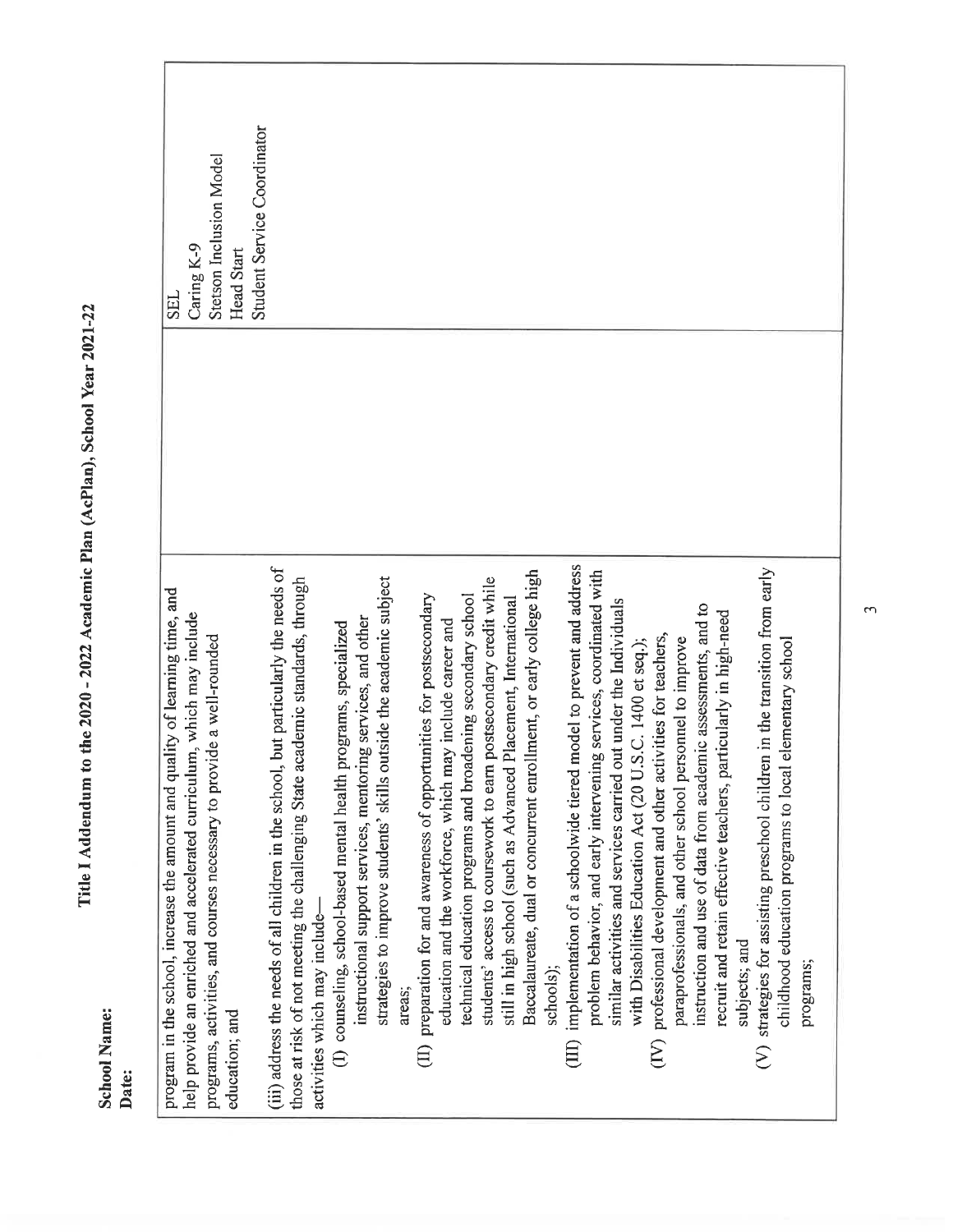# Title I Addendum to the 2020 - 2022 Academic Plan (AcPlan), School Year 2021-22

**School Name:**
**Date:**

| | | |
|---|---|---|
| program in the school, increase the amount and quality of learning time, and help provide an enriched and accelerated curriculum, which may include programs, activities, and courses necessary to provide a well-rounded education; and<br><br>(iii) address the needs of all children in the school, but particularly the needs of those at risk of not meeting the challenging State academic standards, through activities which may include—<br>(I) counseling, school-based mental health programs, specialized instructional support services, mentoring services, and other strategies to improve students' skills outside the academic subject areas;<br>(II) preparation for and awareness of opportunities for postsecondary education and the workforce, which may include career and technical education programs and broadening secondary school students' access to coursework to earn postsecondary credit while still in high school (such as Advanced Placement, International Baccalaureate, dual or concurrent enrollment, or early college high schools);<br>(III) implementation of a schoolwide tiered model to prevent and address problem behavior, and early intervening services, coordinated with similar activities and services carried out under the Individuals with Disabilities Education Act (20 U.S.C. 1400 et seq.);<br>(IV) professional development and other activities for teachers, paraprofessionals, and other school personnel to improve instruction and use of data from academic assessments, and to recruit and retain effective teachers, particularly in high-need subjects; and<br>(V) strategies for assisting preschool children in the transition from early childhood education programs to local elementary school programs; | | SEL<br>Caring K-9<br>Stetson Inclusion Model<br>Head Start<br>Student Service Coordinator |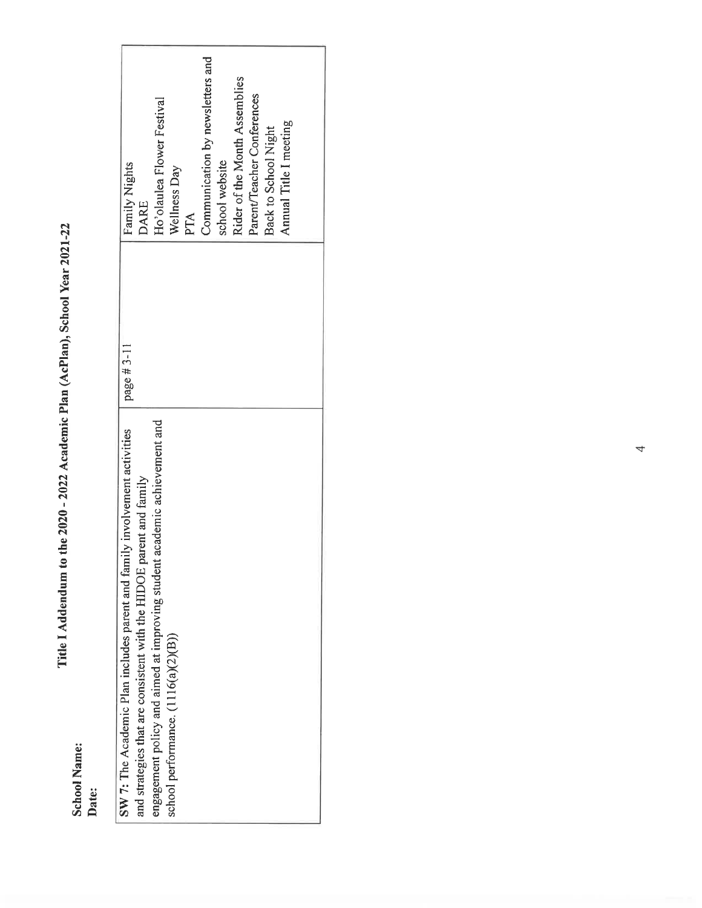# Title I Addendum to the 2020 - 2022 Academic Plan (AcPlan), School Year 2021-22

**School Name:**

**Date:**

| | | |
|---|---|---|
| **SW 7:** The Academic Plan includes parent and family involvement activities and strategies that are consistent with the HIDOE parent and family engagement policy and aimed at improving student academic achievement and school performance. (1116(a)(2)(B)) | page # 3-11 | Family Nights<br>DARE<br>Ho'olaulea Flower Festival<br>Wellness Day<br>PTA<br>Communication by newsletters and school website<br>Rider of the Month Assemblies<br>Parent/Teacher Conferences<br>Back to School Night<br>Annual Title I meeting |